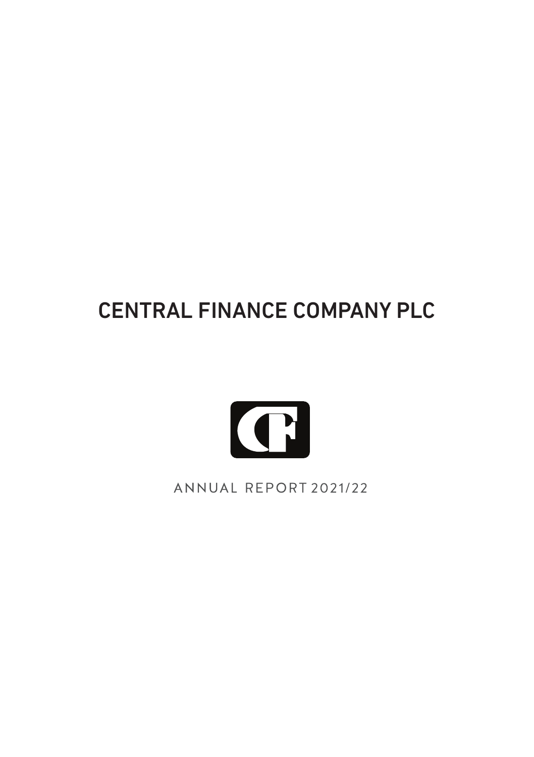# CENTRAL FINANCE COMPANY PLC

ANNUAL REPORT 2021/22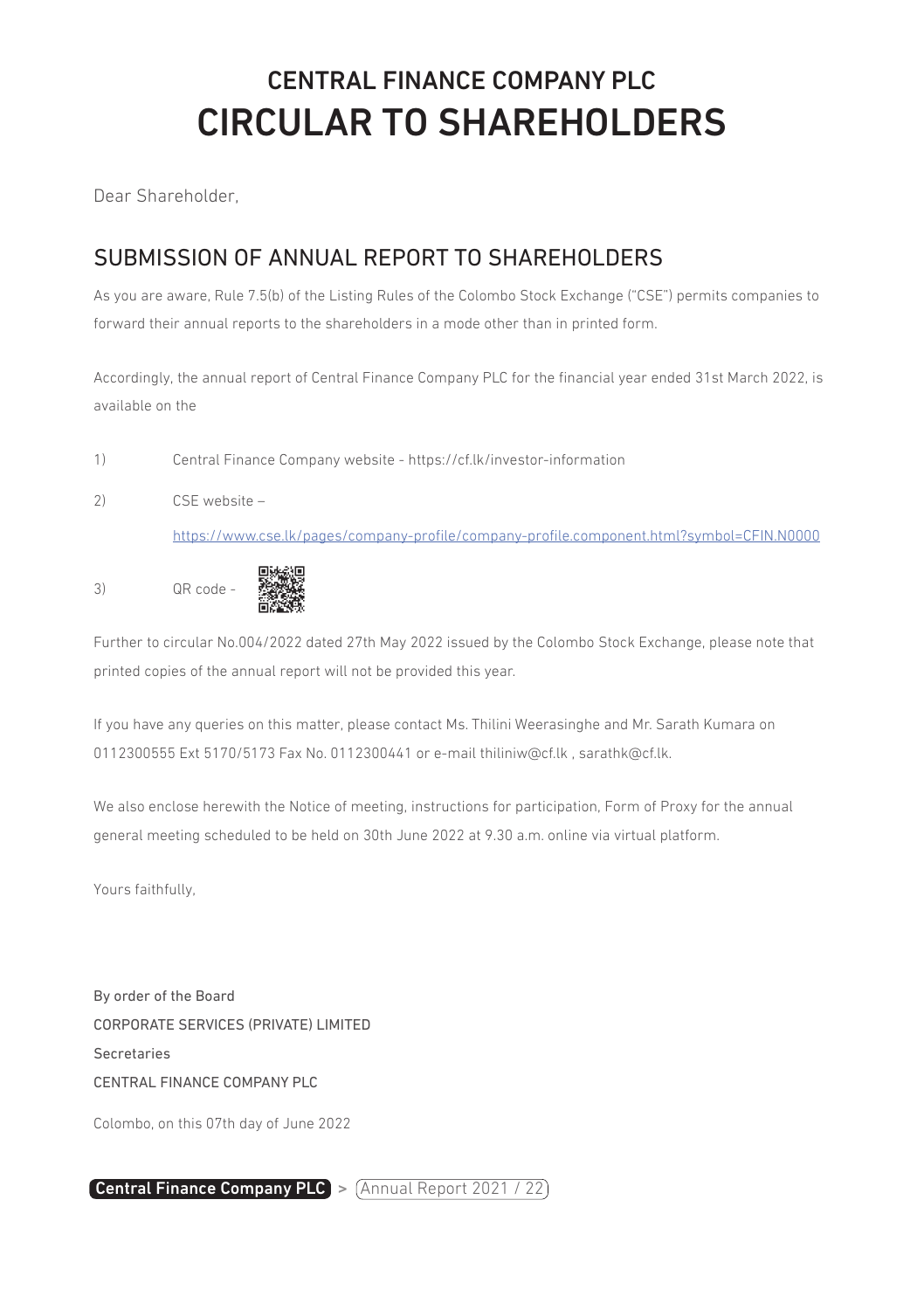# CENTRAL FINANCE COMPANY PLC
# CIRCULAR TO SHAREHOLDERS

Dear Shareholder,

## SUBMISSION OF ANNUAL REPORT TO SHAREHOLDERS

As you are aware, Rule 7.5(b) of the Listing Rules of the Colombo Stock Exchange ("CSE") permits companies to forward their annual reports to the shareholders in a mode other than in printed form.

Accordingly, the annual report of Central Finance Company PLC for the financial year ended 31st March 2022, is available on the

1) Central Finance Company website - https://cf.lk/investor-information

2) CSE website – https://www.cse.lk/pages/company-profile/company-profile.component.html?symbol=CFIN.N0000

3) QR code -

Further to circular No.004/2022 dated 27th May 2022 issued by the Colombo Stock Exchange, please note that printed copies of the annual report will not be provided this year.

If you have any queries on this matter, please contact Ms. Thilini Weerasinghe and Mr. Sarath Kumara on 0112300555 Ext 5170/5173 Fax No. 0112300441 or e-mail thiliniw@cf.lk , sarathk@cf.lk.

We also enclose herewith the Notice of meeting, instructions for participation, Form of Proxy for the annual general meeting scheduled to be held on 30th June 2022 at 9.30 a.m. online via virtual platform.

Yours faithfully,

By order of the Board
CORPORATE SERVICES (PRIVATE) LIMITED
Secretaries
CENTRAL FINANCE COMPANY PLC

Colombo, on this 07th day of June 2022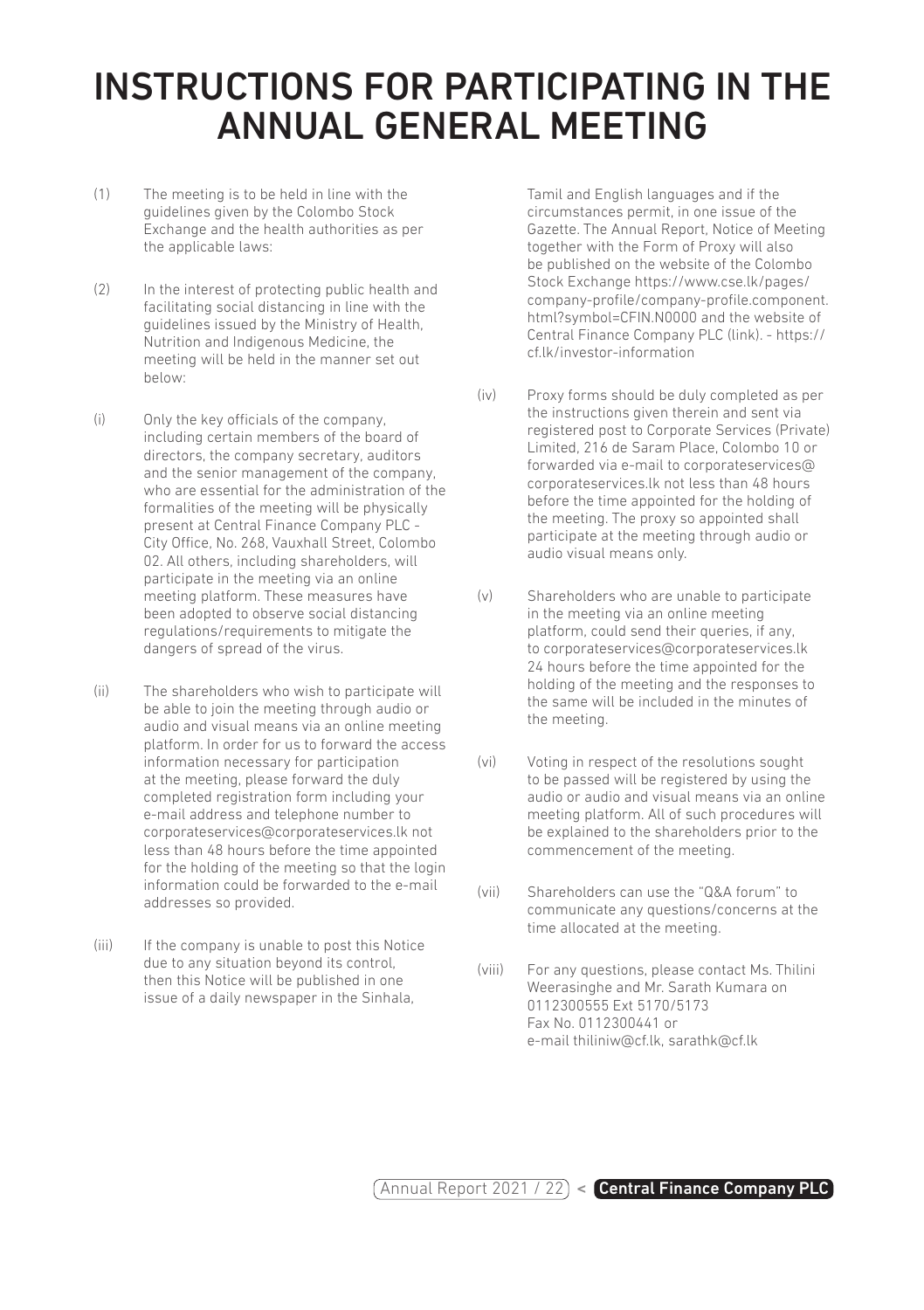# INSTRUCTIONS FOR PARTICIPATING IN THE ANNUAL GENERAL MEETING

(1) The meeting is to be held in line with the guidelines given by the Colombo Stock Exchange and the health authorities as per the applicable laws:

(2) In the interest of protecting public health and facilitating social distancing in line with the guidelines issued by the Ministry of Health, Nutrition and Indigenous Medicine, the meeting will be held in the manner set out below:

(i) Only the key officials of the company, including certain members of the board of directors, the company secretary, auditors and the senior management of the company, who are essential for the administration of the formalities of the meeting will be physically present at Central Finance Company PLC - City Office, No. 268, Vauxhall Street, Colombo 02. All others, including shareholders, will participate in the meeting via an online meeting platform. These measures have been adopted to observe social distancing regulations/requirements to mitigate the dangers of spread of the virus.

(ii) The shareholders who wish to participate will be able to join the meeting through audio or audio and visual means via an online meeting platform. In order for us to forward the access information necessary for participation at the meeting, please forward the duly completed registration form including your e-mail address and telephone number to corporateservices@corporateservices.lk not less than 48 hours before the time appointed for the holding of the meeting so that the login information could be forwarded to the e-mail addresses so provided.

(iii) If the company is unable to post this Notice due to any situation beyond its control, then this Notice will be published in one issue of a daily newspaper in the Sinhala, Tamil and English languages and if the circumstances permit, in one issue of the Gazette. The Annual Report, Notice of Meeting together with the Form of Proxy will also be published on the website of the Colombo Stock Exchange https://www.cse.lk/pages/company-profile/company-profile.component.html?symbol=CFIN.N0000 and the website of Central Finance Company PLC (link). - https://cf.lk/investor-information

(iv) Proxy forms should be duly completed as per the instructions given therein and sent via registered post to Corporate Services (Private) Limited, 216 de Saram Place, Colombo 10 or forwarded via e-mail to corporateservices@corporateservices.lk not less than 48 hours before the time appointed for the holding of the meeting. The proxy so appointed shall participate at the meeting through audio or audio visual means only.

(v) Shareholders who are unable to participate in the meeting via an online meeting platform, could send their queries, if any, to corporateservices@corporateservices.lk 24 hours before the time appointed for the holding of the meeting and the responses to the same will be included in the minutes of the meeting.

(vi) Voting in respect of the resolutions sought to be passed will be registered by using the audio or audio and visual means via an online meeting platform. All of such procedures will be explained to the shareholders prior to the commencement of the meeting.

(vii) Shareholders can use the "Q&A forum" to communicate any questions/concerns at the time allocated at the meeting.

(viii) For any questions, please contact Ms. Thilini Weerasinghe and Mr. Sarath Kumara on 0112300555 Ext 5170/5173
Fax No. 0112300441 or
e-mail thiliniw@cf.lk, sarathk@cf.lk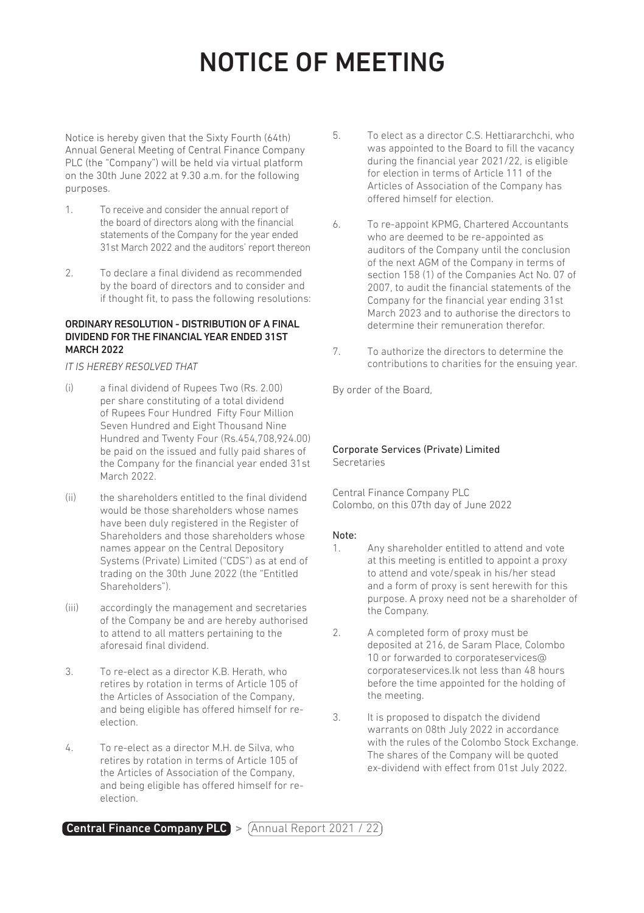# NOTICE OF MEETING

Notice is hereby given that the Sixty Fourth (64th) Annual General Meeting of Central Finance Company PLC (the "Company") will be held via virtual platform on the 30th June 2022 at 9.30 a.m. for the following purposes.

1. To receive and consider the annual report of the board of directors along with the financial statements of the Company for the year ended 31st March 2022 and the auditors' report thereon

2. To declare a final dividend as recommended by the board of directors and to consider and if thought fit, to pass the following resolutions:

**ORDINARY RESOLUTION - DISTRIBUTION OF A FINAL DIVIDEND FOR THE FINANCIAL YEAR ENDED 31ST MARCH 2022**

*IT IS HEREBY RESOLVED THAT*

(i) a final dividend of Rupees Two (Rs. 2.00) per share constituting of a total dividend of Rupees Four Hundred Fifty Four Million Seven Hundred and Eight Thousand Nine Hundred and Twenty Four (Rs.454,708,924.00) be paid on the issued and fully paid shares of the Company for the financial year ended 31st March 2022.

(ii) the shareholders entitled to the final dividend would be those shareholders whose names have been duly registered in the Register of Shareholders and those shareholders whose names appear on the Central Depository Systems (Private) Limited ("CDS") as at end of trading on the 30th June 2022 (the "Entitled Shareholders").

(iii) accordingly the management and secretaries of the Company be and are hereby authorised to attend to all matters pertaining to the aforesaid final dividend.

3. To re-elect as a director K.B. Herath, who retires by rotation in terms of Article 105 of the Articles of Association of the Company, and being eligible has offered himself for re-election.

4. To re-elect as a director M.H. de Silva, who retires by rotation in terms of Article 105 of the Articles of Association of the Company, and being eligible has offered himself for re-election.

5. To elect as a director C.S. Hettiararchchi, who was appointed to the Board to fill the vacancy during the financial year 2021/22, is eligible for election in terms of Article 111 of the Articles of Association of the Company has offered himself for election.

6. To re-appoint KPMG, Chartered Accountants who are deemed to be re-appointed as auditors of the Company until the conclusion of the next AGM of the Company in terms of section 158 (1) of the Companies Act No. 07 of 2007, to audit the financial statements of the Company for the financial year ending 31st March 2023 and to authorise the directors to determine their remuneration therefor.

7. To authorize the directors to determine the contributions to charities for the ensuing year.

By order of the Board,

Corporate Services (Private) Limited
Secretaries

Central Finance Company PLC
Colombo, on this 07th day of June 2022

**Note:**

1. Any shareholder entitled to attend and vote at this meeting is entitled to appoint a proxy to attend and vote/speak in his/her stead and a form of proxy is sent herewith for this purpose. A proxy need not be a shareholder of the Company.

2. A completed form of proxy must be deposited at 216, de Saram Place, Colombo 10 or forwarded to corporateservices@corporateservices.lk not less than 48 hours before the time appointed for the holding of the meeting.

3. It is proposed to dispatch the dividend warrants on 08th July 2022 in accordance with the rules of the Colombo Stock Exchange. The shares of the Company will be quoted ex-dividend with effect from 01st July 2022.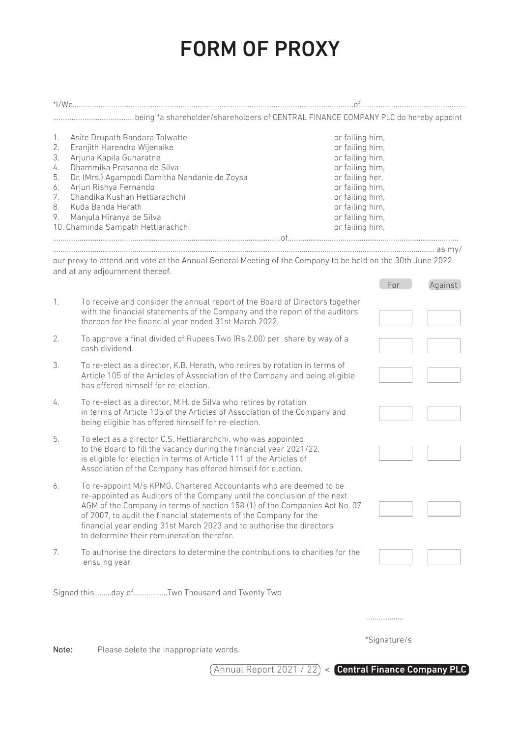# FORM OF PROXY

*I/We.............................................................................................................................................................of...........................................................

..........................................being *a shareholder/shareholders of CENTRAL FINANCE COMPANY PLC do hereby appoint

| | | |
|---|---|---|
| 1. | Asite Drupath Bandara Talwatte | or failing him, |
| 2. | Eranjith Harendra Wijenaike | or failing him, |
| 3. | Arjuna Kapila Gunaratne | or failing him, |
| 4. | Dhammika Prasanna de Silva | or failing him, |
| 5. | Dr. (Mrs.) Agampodi Damitha Nandanie de Zoysa | or failing her, |
| 6. | Arjun Rishya Fernando | or failing him, |
| 7. | Chandika Kushan Hettiarachchi | or failing him, |
| 8. | Kuda Banda Herath | or failing him, |
| 9. | Manjula Hiranya de Silva | or failing him, |
| 10. | Chaminda Sampath Hettiarachchi | or failing him, |

.............................................................................................................................of.............................................................................................

.......................................................................................................................................................................................................... as my/
our proxy to attend and vote at the Annual General Meeting of the Company to be held on the 30th June 2022 and at any adjournment thereof.

| | | For | Against |
|---|---|---|---|
| 1. | To receive and consider the annual report of the Board of Directors together with the financial statements of the Company and the report of the auditors thereon for the financial year ended 31st March 2022. | | |
| 2. | To approve a final divided of Rupees Two (Rs.2.00) per share by way of a cash dividend | | |
| 3. | To re-elect as a director, K.B. Herath, who retires by rotation in terms of Article 105 of the Articles of Association of the Company and being eligible has offered himself for re-election. | | |
| 4. | To re-elect as a director, M.H. de Silva who retires by rotation in terms of Article 105 of the Articles of Association of the Company and being eligible has offered himself for re-election. | | |
| 5. | To elect as a director C.S. Hettiararchchi, who was appointed to the Board to fill the vacancy during the financial year 2021/22, is eligible for election in terms of Article 111 of the Articles of Association of the Company has offered himself for election. | | |
| 6. | To re-appoint M/s KPMG, Chartered Accountants who are deemed to be re-appointed as Auditors of the Company until the conclusion of the next AGM of the Company in terms of section 158 (1) of the Companies Act No. 07 of 2007, to audit the financial statements of the Company for the financial year ending 31st March 2023 and to authorise the directors to determine their remuneration therefor. | | |
| 7. | To authorise the directors to determine the contributions to charities for the ensuing year. | | |

Signed this.........day of.................Two Thousand and Twenty Two

....................

*Signature/s

**Note:** Please delete the inappropriate words.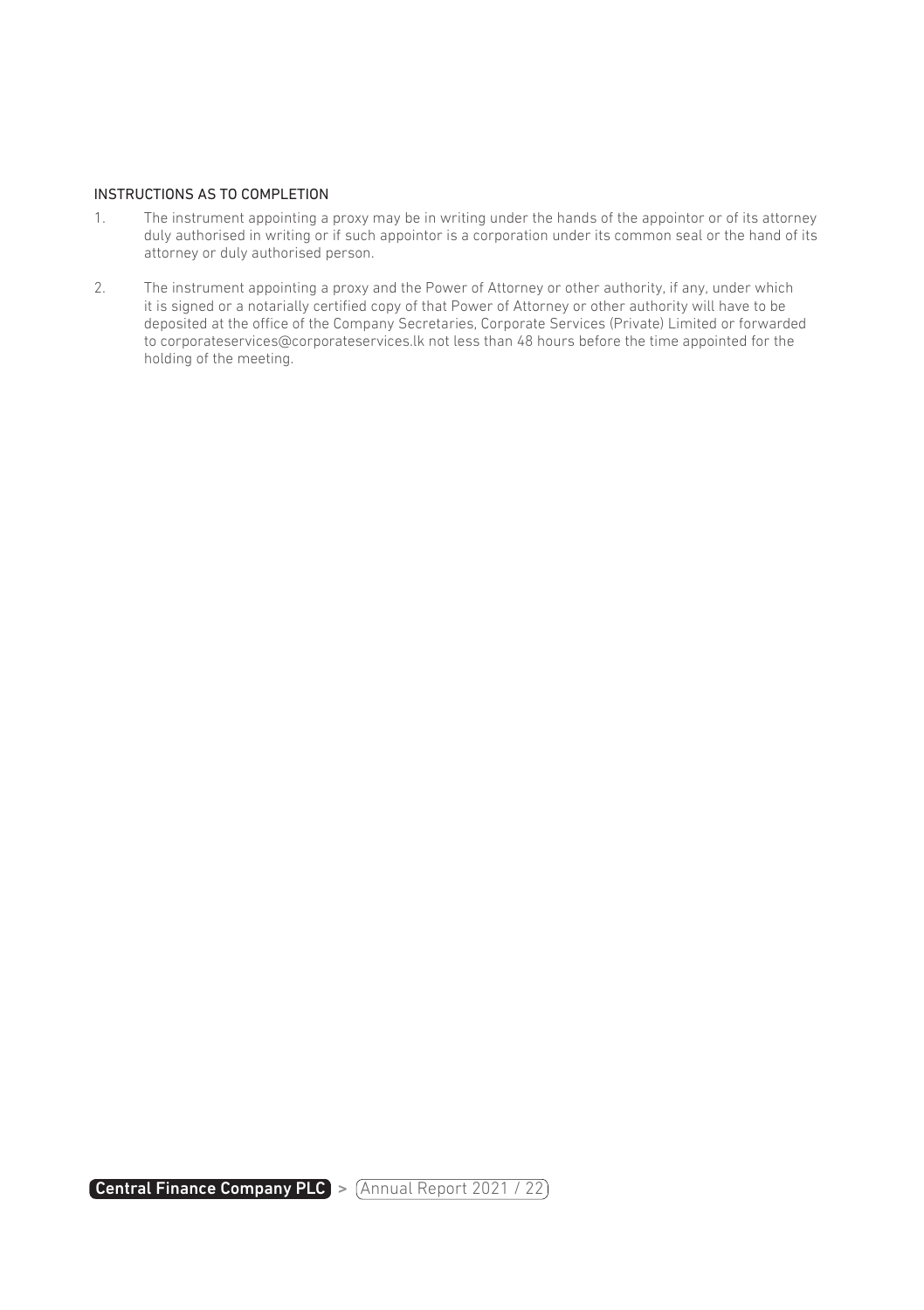INSTRUCTIONS AS TO COMPLETION

1. The instrument appointing a proxy may be in writing under the hands of the appointor or of its attorney duly authorised in writing or if such appointor is a corporation under its common seal or the hand of its attorney or duly authorised person.

2. The instrument appointing a proxy and the Power of Attorney or other authority, if any, under which it is signed or a notarially certified copy of that Power of Attorney or other authority will have to be deposited at the office of the Company Secretaries, Corporate Services (Private) Limited or forwarded to corporateservices@corporateservices.lk not less than 48 hours before the time appointed for the holding of the meeting.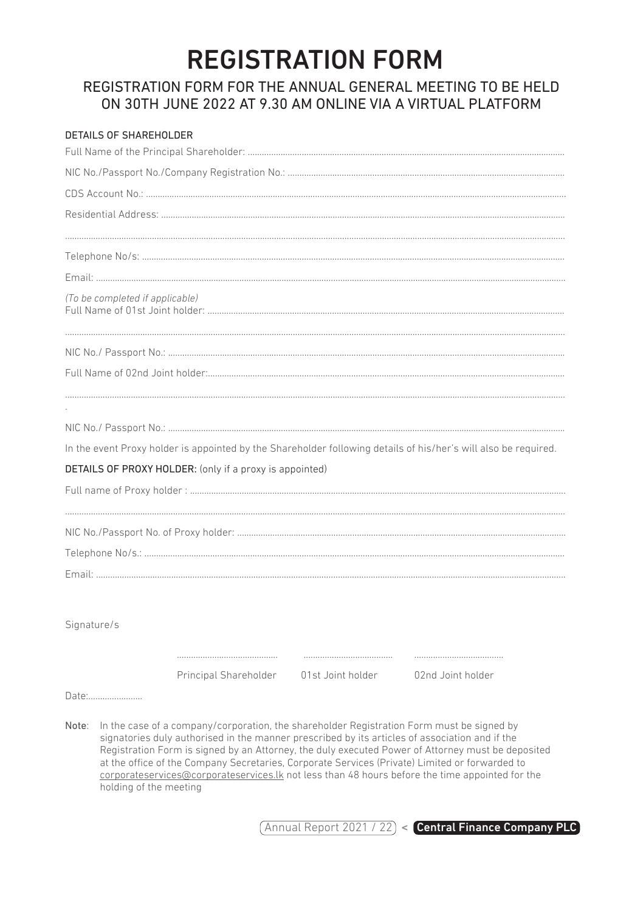# REGISTRATION FORM

## REGISTRATION FORM FOR THE ANNUAL GENERAL MEETING TO BE HELD ON 30TH JUNE 2022 AT 9.30 AM ONLINE VIA A VIRTUAL PLATFORM

### DETAILS OF SHAREHOLDER

Full Name of the Principal Shareholder: ..................................................................................................................................

NIC No./Passport No./Company Registration No.: ...................................................................................................................

CDS Account No.: ...................................................................................................................................................................

Residential Address: ...............................................................................................................................................................

.............................................................................................................................................................................................

Telephone No/s: .....................................................................................................................................................................

Email: ....................................................................................................................................................................................

*(To be completed if applicable)*

Full Name of 01st Joint holder: ..............................................................................................................................................

.............................................................................................................................................................................................

NIC No./ Passport No.: ...........................................................................................................................................................

Full Name of 02nd Joint holder:..............................................................................................................................................

.............................................................................................................................................................................................

.

NIC No./ Passport No.: ...........................................................................................................................................................

In the event Proxy holder is appointed by the Shareholder following details of his/her's will also be required.

**DETAILS OF PROXY HOLDER:** (only if a proxy is appointed)

Full name of Proxy holder : ....................................................................................................................................................

.............................................................................................................................................................................................

NIC No./Passport No. of Proxy holder: ...................................................................................................................................

Telephone No/s.: ....................................................................................................................................................................

Email: ....................................................................................................................................................................................

Signature/s

| ........................................ | .................................... | .................................... |
|---|---|---|
| Principal Shareholder | 01st Joint holder | 02nd Joint holder |

Date:......................

Note: In the case of a company/corporation, the shareholder Registration Form must be signed by signatories duly authorised in the manner prescribed by its articles of association and if the Registration Form is signed by an Attorney, the duly executed Power of Attorney must be deposited at the office of the Company Secretaries, Corporate Services (Private) Limited or forwarded to corporateservices@corporateservices.lk not less than 48 hours before the time appointed for the holding of the meeting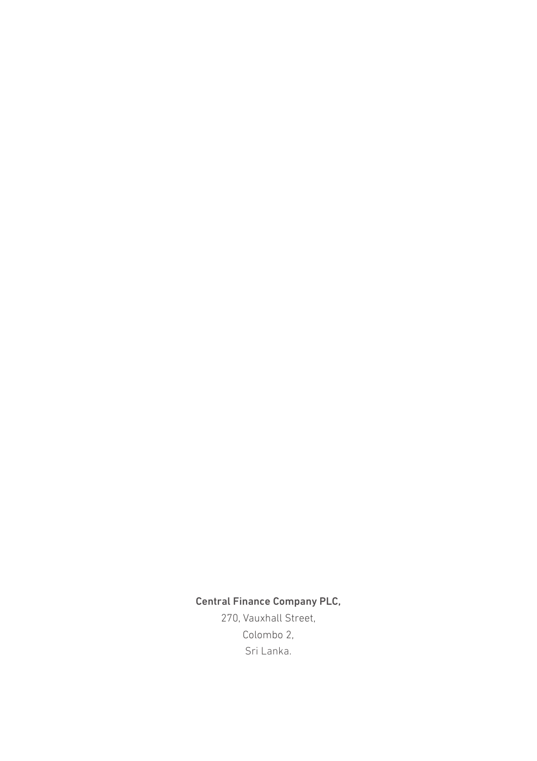**Central Finance Company PLC,**

270, Vauxhall Street,

Colombo 2,

Sri Lanka.